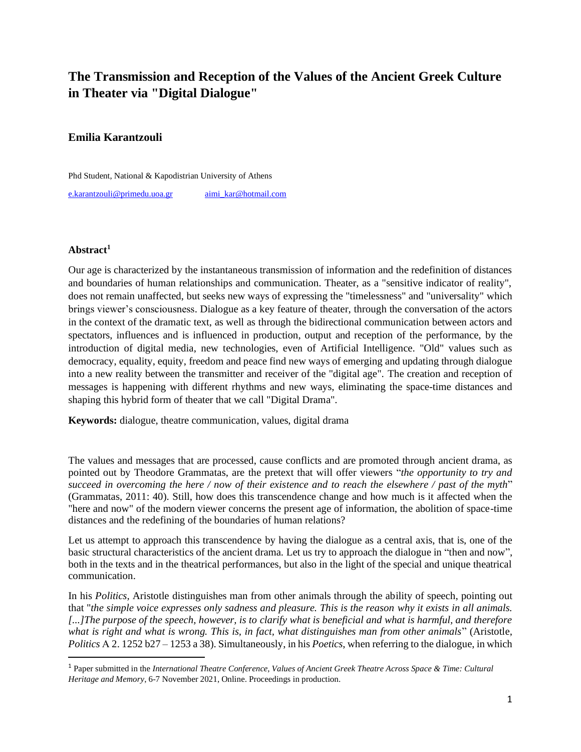# The Transmission and Reception of the Values of the Ancient Greek Culture in Theater via "Digital Dialogue"

**Emilia Karantzouli**

Phd Student, National & Kapodistrian University of Athens

e.karantzouli@primedu.uoa.gr aimi_kar@hotmail.com

**Abstract[1]**

Our age is characterized by the instantaneous transmission of information and the redefinition of distances and boundaries of human relationships and communication. Theater, as a "sensitive indicator of reality", does not remain unaffected, but seeks new ways of expressing the "timelessness" and "universality" which brings viewer's consciousness. Dialogue as a key feature of theater, through the conversation of the actors in the context of the dramatic text, as well as through the bidirectional communication between actors and spectators, influences and is influenced in production, output and reception of the performance, by the introduction of digital media, new technologies, even of Artificial Intelligence. "Old" values such as democracy, equality, equity, freedom and peace find new ways of emerging and updating through dialogue into a new reality between the transmitter and receiver of the "digital age". The creation and reception of messages is happening with different rhythms and new ways, eliminating the space-time distances and shaping this hybrid form of theater that we call "Digital Drama".

**Keywords:** dialogue, theatre communication, values, digital drama

The values and messages that are processed, cause conflicts and are promoted through ancient drama, as pointed out by Theodore Grammatas, are the pretext that will offer viewers "*the opportunity to try and succeed in overcoming the here / now of their existence and to reach the elsewhere / past of the myth*" (Grammatas, 2011: 40). Still, how does this transcendence change and how much is it affected when the "here and now" of the modern viewer concerns the present age of information, the abolition of space-time distances and the redefining of the boundaries of human relations?

Let us attempt to approach this transcendence by having the dialogue as a central axis, that is, one of the basic structural characteristics of the ancient drama. Let us try to approach the dialogue in "then and now", both in the texts and in the theatrical performances, but also in the light of the special and unique theatrical communication.

In his *Politics*, Aristotle distinguishes man from other animals through the ability of speech, pointing out that "*the simple voice expresses only sadness and pleasure. This is the reason why it exists in all animals. [...]The purpose of the speech, however, is to clarify what is beneficial and what is harmful, and therefore what is right and what is wrong. This is, in fact, what distinguishes man from other animals*" (Aristotle, *Politics* A 2. 1252 b27 – 1253 a 38). Simultaneously, in his *Poetics*, when referring to the dialogue, in which

---

[1] Paper submitted in the *International Theatre Conference, Values of Ancient Greek Theatre Across Space & Time: Cultural Heritage and Memory*, 6-7 November 2021, Online. Proceedings in production.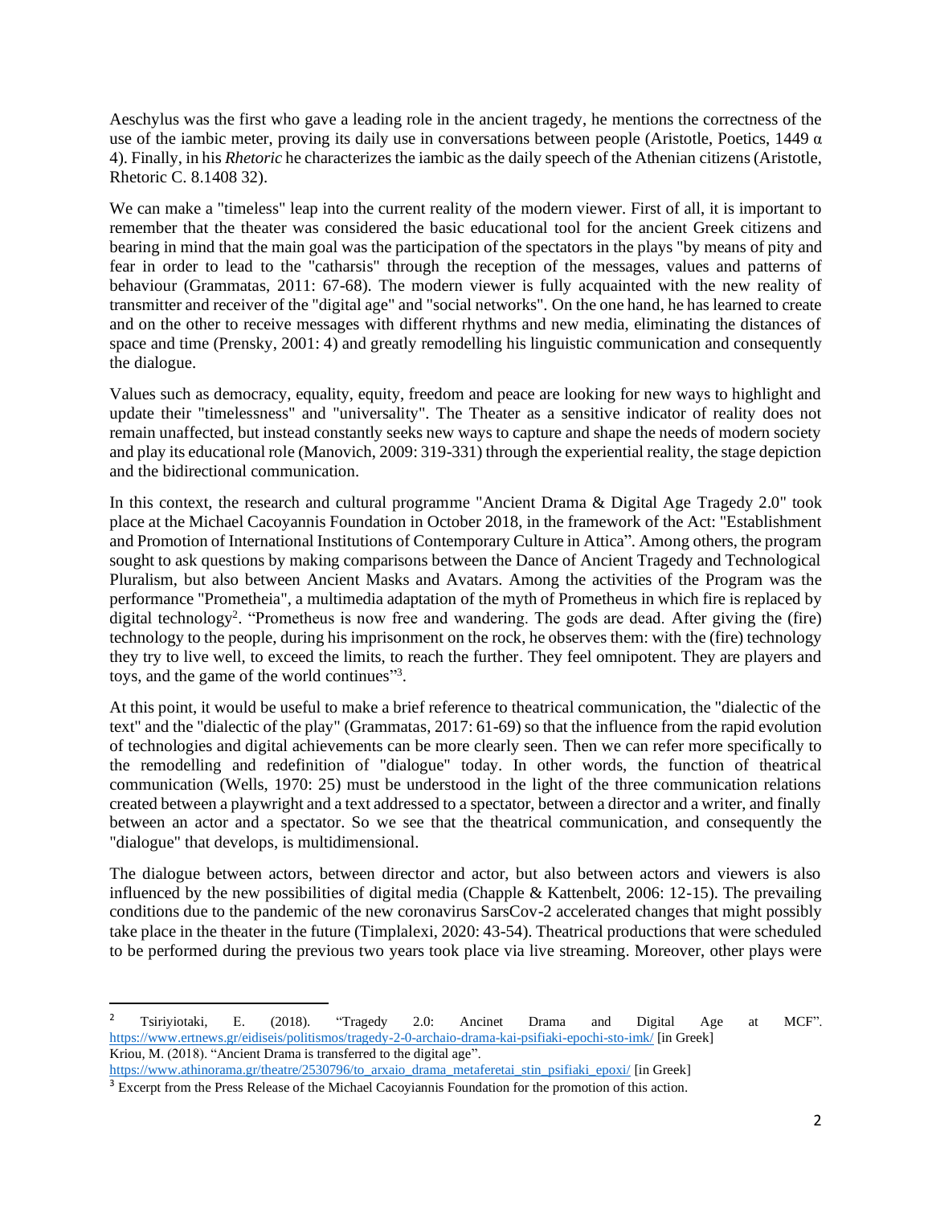Aeschylus was the first who gave a leading role in the ancient tragedy, he mentions the correctness of the use of the iambic meter, proving its daily use in conversations between people (Aristotle, Poetics, 1449 α 4). Finally, in his *Rhetoric* he characterizes the iambic as the daily speech of the Athenian citizens (Aristotle, Rhetoric C. 8.1408 32).

We can make a "timeless" leap into the current reality of the modern viewer. First of all, it is important to remember that the theater was considered the basic educational tool for the ancient Greek citizens and bearing in mind that the main goal was the participation of the spectators in the plays "by means of pity and fear in order to lead to the "catharsis" through the reception of the messages, values and patterns of behaviour (Grammatas, 2011: 67-68). The modern viewer is fully acquainted with the new reality of transmitter and receiver of the "digital age" and "social networks". On the one hand, he has learned to create and on the other to receive messages with different rhythms and new media, eliminating the distances of space and time (Prensky, 2001: 4) and greatly remodelling his linguistic communication and consequently the dialogue.

Values such as democracy, equality, equity, freedom and peace are looking for new ways to highlight and update their "timelessness" and "universality". The Theater as a sensitive indicator of reality does not remain unaffected, but instead constantly seeks new ways to capture and shape the needs of modern society and play its educational role (Manovich, 2009: 319-331) through the experiential reality, the stage depiction and the bidirectional communication.

In this context, the research and cultural programme "Ancient Drama & Digital Age Tragedy 2.0" took place at the Michael Cacoyannis Foundation in October 2018, in the framework of the Act: "Establishment and Promotion of International Institutions of Contemporary Culture in Attica". Among others, the program sought to ask questions by making comparisons between the Dance of Ancient Tragedy and Technological Pluralism, but also between Ancient Masks and Avatars. Among the activities of the Program was the performance "Prometheia", a multimedia adaptation of the myth of Prometheus in which fire is replaced by digital technology[2]. "Prometheus is now free and wandering. The gods are dead. After giving the (fire) technology to the people, during his imprisonment on the rock, he observes them: with the (fire) technology they try to live well, to exceed the limits, to reach the further. They feel omnipotent. They are players and toys, and the game of the world continues"[3].

At this point, it would be useful to make a brief reference to theatrical communication, the "dialectic of the text" and the "dialectic of the play" (Grammatas, 2017: 61-69) so that the influence from the rapid evolution of technologies and digital achievements can be more clearly seen. Then we can refer more specifically to the remodelling and redefinition of "dialogue" today. In other words, the function of theatrical communication (Wells, 1970: 25) must be understood in the light of the three communication relations created between a playwright and a text addressed to a spectator, between a director and a writer, and finally between an actor and a spectator. So we see that the theatrical communication, and consequently the "dialogue" that develops, is multidimensional.

The dialogue between actors, between director and actor, but also between actors and viewers is also influenced by the new possibilities of digital media (Chapple & Kattenbelt, 2006: 12-15). The prevailing conditions due to the pandemic of the new coronavirus SarsCov-2 accelerated changes that might possibly take place in the theater in the future (Timplalexi, 2020: 43-54). Theatrical productions that were scheduled to be performed during the previous two years took place via live streaming. Moreover, other plays were

---

[2] Tsiriyiotaki, E. (2018). "Tragedy 2.0: Ancinet Drama and Digital Age at MCF". https://www.ertnews.gr/eidiseis/politismos/tragedy-2-0-archaio-drama-kai-psifiaki-epochi-sto-imk/ [in Greek]
Kriou, M. (2018). "Ancient Drama is transferred to the digital age". https://www.athinorama.gr/theatre/2530796/to_arxaio_drama_metaferetai_stin_psifiaki_epoxi/ [in Greek]

[3] Excerpt from the Press Release of the Michael Cacoyiannis Foundation for the promotion of this action.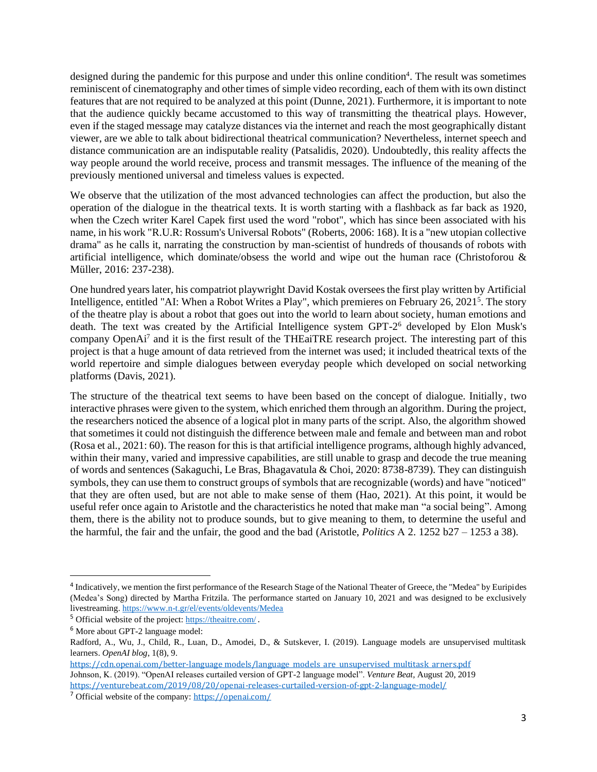designed during the pandemic for this purpose and under this online condition[4]. The result was sometimes reminiscent of cinematography and other times of simple video recording, each of them with its own distinct features that are not required to be analyzed at this point (Dunne, 2021). Furthermore, it is important to note that the audience quickly became accustomed to this way of transmitting the theatrical plays. However, even if the staged message may catalyze distances via the internet and reach the most geographically distant viewer, are we able to talk about bidirectional theatrical communication? Nevertheless, internet speech and distance communication are an indisputable reality (Patsalidis, 2020). Undoubtedly, this reality affects the way people around the world receive, process and transmit messages. The influence of the meaning of the previously mentioned universal and timeless values is expected.

We observe that the utilization of the most advanced technologies can affect the production, but also the operation of the dialogue in the theatrical texts. It is worth starting with a flashback as far back as 1920, when the Czech writer Karel Capek first used the word "robot", which has since been associated with his name, in his work "R.U.R: Rossum's Universal Robots" (Roberts, 2006: 168). It is a "new utopian collective drama" as he calls it, narrating the construction by man-scientist of hundreds of thousands of robots with artificial intelligence, which dominate/obsess the world and wipe out the human race (Christoforou & Müller, 2016: 237-238).

One hundred years later, his compatriot playwright David Kostak oversees the first play written by Artificial Intelligence, entitled "AI: When a Robot Writes a Play", which premieres on February 26, 2021[5]. The story of the theatre play is about a robot that goes out into the world to learn about society, human emotions and death. The text was created by the Artificial Intelligence system GPT-2[6] developed by Elon Musk's company OpenAi[7] and it is the first result of the THEaiTRE research project. The interesting part of this project is that a huge amount of data retrieved from the internet was used; it included theatrical texts of the world repertoire and simple dialogues between everyday people which developed on social networking platforms (Davis, 2021).

The structure of the theatrical text seems to have been based on the concept of dialogue. Initially, two interactive phrases were given to the system, which enriched them through an algorithm. During the project, the researchers noticed the absence of a logical plot in many parts of the script. Also, the algorithm showed that sometimes it could not distinguish the difference between male and female and between man and robot (Rosa et al., 2021: 60). The reason for this is that artificial intelligence programs, although highly advanced, within their many, varied and impressive capabilities, are still unable to grasp and decode the true meaning of words and sentences (Sakaguchi, Le Bras, Bhagavatula & Choi, 2020: 8738-8739). They can distinguish symbols, they can use them to construct groups of symbols that are recognizable (words) and have "noticed" that they are often used, but are not able to make sense of them (Hao, 2021). At this point, it would be useful refer once again to Aristotle and the characteristics he noted that make man "a social being". Among them, there is the ability not to produce sounds, but to give meaning to them, to determine the useful and the harmful, the fair and the unfair, the good and the bad (Aristotle, *Politics* A 2. 1252 b27 – 1253 a 38).

---

[4] Indicatively, we mention the first performance of the Research Stage of the National Theater of Greece, the "Medea" by Euripides (Medea's Song) directed by Martha Fritzila. The performance started on January 10, 2021 and was designed to be exclusively livestreaming. https://www.n-t.gr/el/events/oldevents/Medea

[5] Official website of the project: https://theaitre.com/ .

[6] More about GPT-2 language model:
Radford, A., Wu, J., Child, R., Luan, D., Amodei, D., & Sutskever, I. (2019). Language models are unsupervised multitask learners. *OpenAI blog*, 1(8), 9.
https://cdn.openai.com/better-language models/language_models_are_unsupervised_multitask_arners.pdf
Johnson, K. (2019). "OpenAI releases curtailed version of GPT-2 language model". *Venture Beat*, August 20, 2019
https://venturebeat.com/2019/08/20/openai-releases-curtailed-version-of-gpt-2-language-model/

[7] Official website of the company: https://openai.com/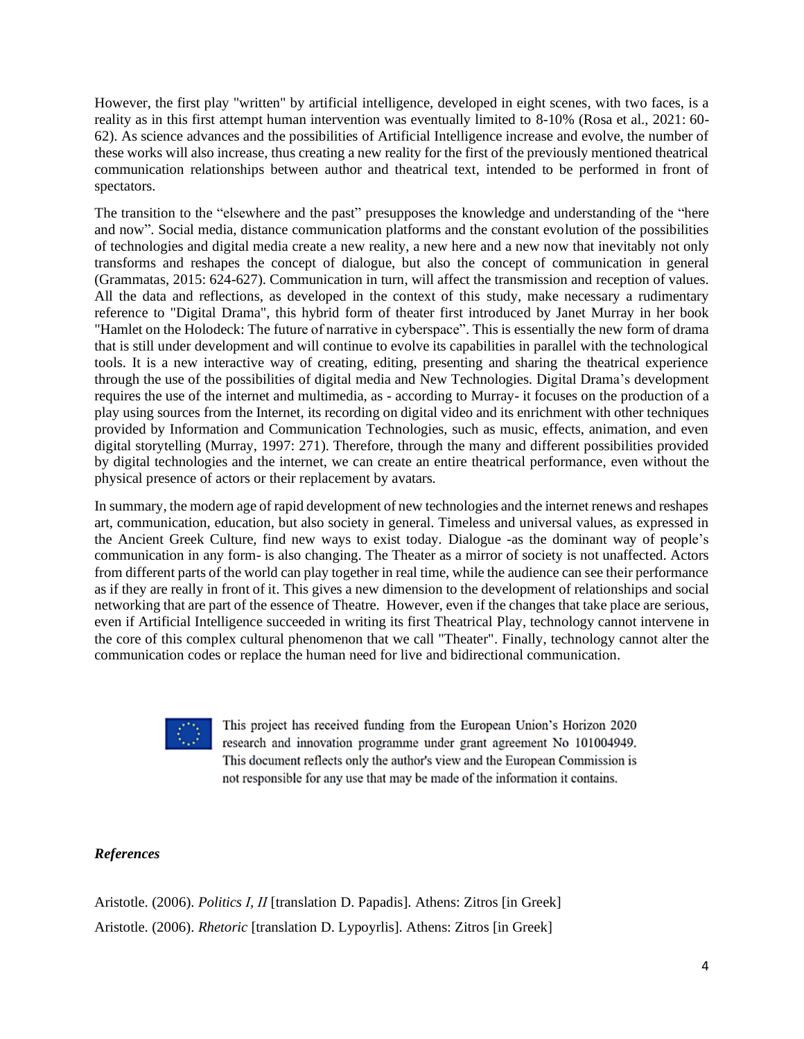However, the first play "written" by artificial intelligence, developed in eight scenes, with two faces, is a reality as in this first attempt human intervention was eventually limited to 8-10% (Rosa et al., 2021: 60-62). As science advances and the possibilities of Artificial Intelligence increase and evolve, the number of these works will also increase, thus creating a new reality for the first of the previously mentioned theatrical communication relationships between author and theatrical text, intended to be performed in front of spectators.

The transition to the "elsewhere and the past" presupposes the knowledge and understanding of the "here and now". Social media, distance communication platforms and the constant evolution of the possibilities of technologies and digital media create a new reality, a new here and a new now that inevitably not only transforms and reshapes the concept of dialogue, but also the concept of communication in general (Grammatas, 2015: 624-627). Communication in turn, will affect the transmission and reception of values. All the data and reflections, as developed in the context of this study, make necessary a rudimentary reference to "Digital Drama", this hybrid form of theater first introduced by Janet Murray in her book "Hamlet on the Holodeck: The future of narrative in cyberspace". This is essentially the new form of drama that is still under development and will continue to evolve its capabilities in parallel with the technological tools. It is a new interactive way of creating, editing, presenting and sharing the theatrical experience through the use of the possibilities of digital media and New Technologies. Digital Drama's development requires the use of the internet and multimedia, as - according to Murray- it focuses on the production of a play using sources from the Internet, its recording on digital video and its enrichment with other techniques provided by Information and Communication Technologies, such as music, effects, animation, and even digital storytelling (Murray, 1997: 271). Therefore, through the many and different possibilities provided by digital technologies and the internet, we can create an entire theatrical performance, even without the physical presence of actors or their replacement by avatars.

In summary, the modern age of rapid development of new technologies and the internet renews and reshapes art, communication, education, but also society in general. Timeless and universal values, as expressed in the Ancient Greek Culture, find new ways to exist today. Dialogue -as the dominant way of people's communication in any form- is also changing. The Theater as a mirror of society is not unaffected. Actors from different parts of the world can play together in real time, while the audience can see their performance as if they are really in front of it. This gives a new dimension to the development of relationships and social networking that are part of the essence of Theatre. However, even if the changes that take place are serious, even if Artificial Intelligence succeeded in writing its first Theatrical Play, technology cannot intervene in the core of this complex cultural phenomenon that we call "Theater". Finally, technology cannot alter the communication codes or replace the human need for live and bidirectional communication.

This project has received funding from the European Union's Horizon 2020 research and innovation programme under grant agreement No 101004949. This document reflects only the author's view and the European Commission is not responsible for any use that may be made of the information it contains.

### *References*

Aristotle. (2006). *Politics I, II* [translation D. Papadis]. Athens: Zitros [in Greek]

Aristotle. (2006). *Rhetoric* [translation D. Lypoyrlis]. Athens: Zitros [in Greek]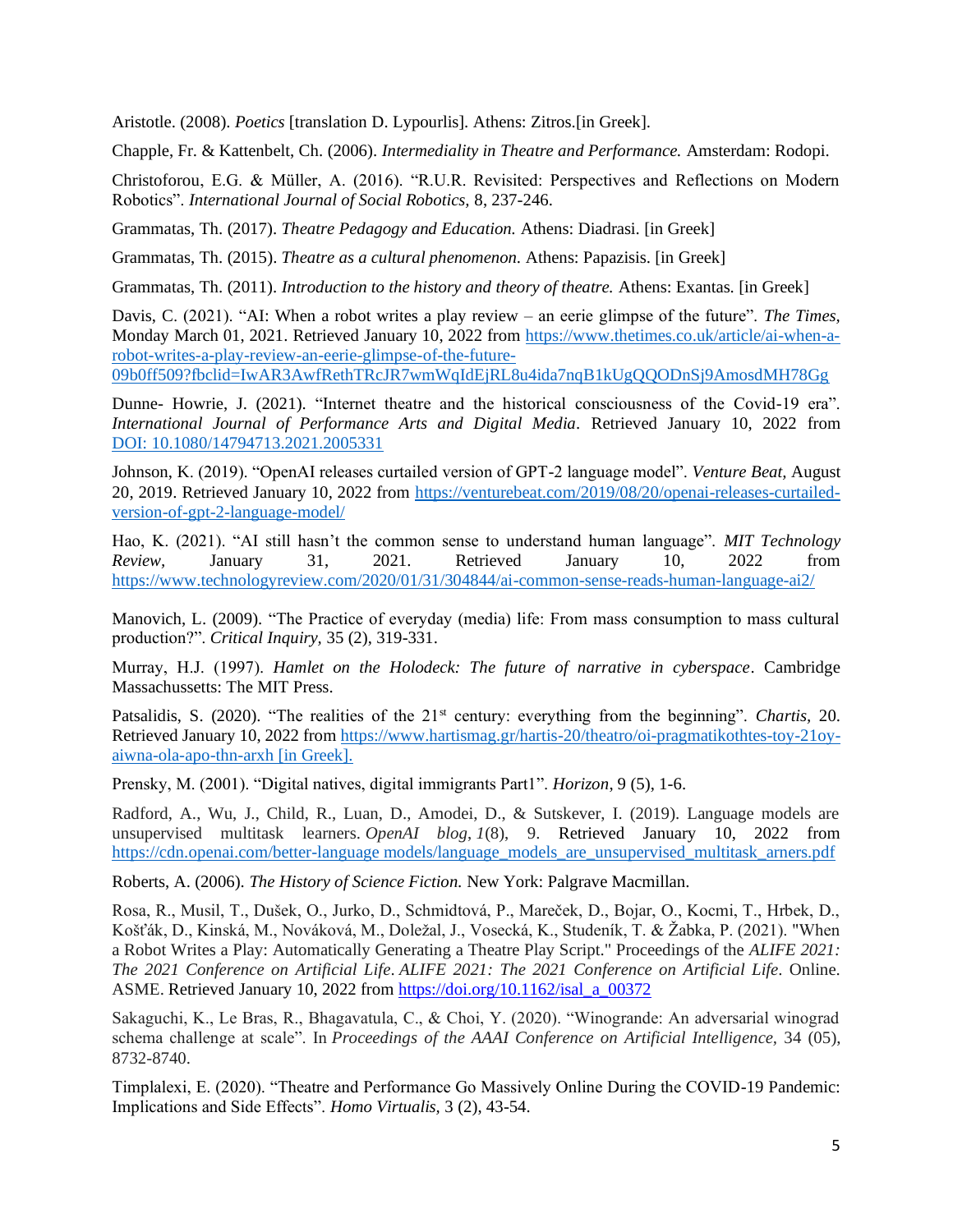Aristotle. (2008). *Poetics* [translation D. Lypourlis]. Athens: Zitros.[in Greek].

Chapple, Fr. & Kattenbelt, Ch. (2006). *Intermediality in Theatre and Performance.* Amsterdam: Rodopi.

Christoforou, E.G. & Müller, A. (2016). "R.U.R. Revisited: Perspectives and Reflections on Modern Robotics". *International Journal of Social Robotics*, 8, 237-246.

Grammatas, Th. (2017). *Theatre Pedagogy and Education.* Athens: Diadrasi. [in Greek]

Grammatas, Th. (2015). *Theatre as a cultural phenomenon.* Athens: Papazisis. [in Greek]

Grammatas, Th. (2011). *Introduction to the history and theory of theatre.* Athens: Exantas. [in Greek]

Davis, C. (2021). "AI: When a robot writes a play review – an eerie glimpse of the future". *The Times,* Monday March 01, 2021. Retrieved January 10, 2022 from https://www.thetimes.co.uk/article/ai-when-a-robot-writes-a-play-review-an-eerie-glimpse-of-the-future-09b0ff509?fbclid=IwAR3AwfRethTRcJR7wmWqIdEjRL8u4ida7nqB1kUgQQODnSj9AmosdMH78Gg

Dunne- Howrie, J. (2021). "Internet theatre and the historical consciousness of the Covid-19 era". *International Journal of Performance Arts and Digital Media*. Retrieved January 10, 2022 from DOI: 10.1080/14794713.2021.2005331

Johnson, K. (2019). "OpenAI releases curtailed version of GPT-2 language model". *Venture Beat,* August 20, 2019. Retrieved January 10, 2022 from https://venturebeat.com/2019/08/20/openai-releases-curtailed-version-of-gpt-2-language-model/

Hao, K. (2021). "AI still hasn't the common sense to understand human language". *MIT Technology Review,* January 31, 2021. Retrieved January 10, 2022 from https://www.technologyreview.com/2020/01/31/304844/ai-common-sense-reads-human-language-ai2/

Manovich, L. (2009). "The Practice of everyday (media) life: From mass consumption to mass cultural production?". *Critical Inquiry,* 35 (2), 319-331.

Murray, H.J. (1997). *Hamlet on the Holodeck: The future of narrative in cyberspace*. Cambridge Massachussetts: The MIT Press.

Patsalidis, S. (2020). "The realities of the 21st century: everything from the beginning". *Chartis,* 20. Retrieved January 10, 2022 from https://www.hartismag.gr/hartis-20/theatro/oi-pragmatikothtes-toy-21oy-aiwna-ola-apo-thn-arxh [in Greek].

Prensky, M. (2001). "Digital natives, digital immigrants Part1". *Horizon*, 9 (5), 1-6.

Radford, A., Wu, J., Child, R., Luan, D., Amodei, D., & Sutskever, I. (2019). Language models are unsupervised multitask learners. *OpenAI blog*, *1*(8), 9. Retrieved January 10, 2022 from https://cdn.openai.com/better-language models/language_models_are_unsupervised_multitask_arners.pdf

Roberts, A. (2006). *The History of Science Fiction.* New York: Palgrave Macmillan.

Rosa, R., Musil, T., Dušek, O., Jurko, D., Schmidtová, P., Mareček, D., Bojar, O., Kocmi, T., Hrbek, D., Košťák, D., Kinská, M., Nováková, M., Doležal, J., Vosecká, K., Studeník, T. & Žabka, P. (2021). "When a Robot Writes a Play: Automatically Generating a Theatre Play Script." Proceedings of the *ALIFE 2021: The 2021 Conference on Artificial Life*. *ALIFE 2021: The 2021 Conference on Artificial Life*. Online. ASME. Retrieved January 10, 2022 from https://doi.org/10.1162/isal_a_00372

Sakaguchi, K., Le Bras, R., Bhagavatula, C., & Choi, Y. (2020). "Winogrande: An adversarial winograd schema challenge at scale". In *Proceedings of the AAAI Conference on Artificial Intelligence,* 34 (05), 8732-8740.

Timplalexi, E. (2020). "Theatre and Performance Go Massively Online During the COVID-19 Pandemic: Implications and Side Effects". *Homo Virtualis*, 3 (2), 43-54.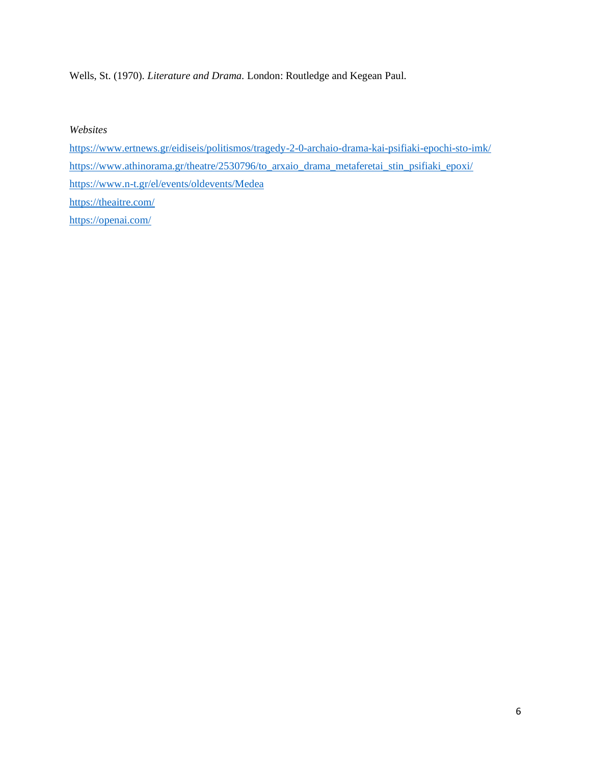Wells, St. (1970). *Literature and Drama.* London: Routledge and Kegean Paul.

*Websites*

https://www.ertnews.gr/eidiseis/politismos/tragedy-2-0-archaio-drama-kai-psifiaki-epochi-sto-imk/

https://www.athinorama.gr/theatre/2530796/to_arxaio_drama_metaferetai_stin_psifiaki_epoxi/

https://www.n-t.gr/el/events/oldevents/Medea

https://theaitre.com/

https://openai.com/